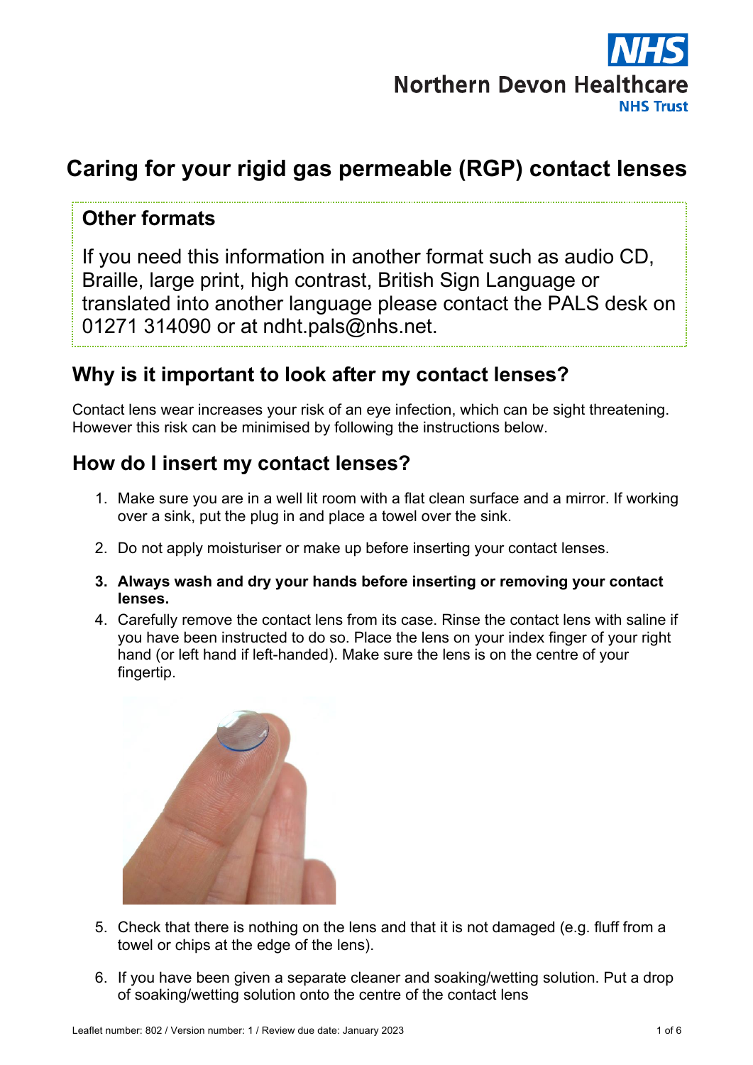NHS
Northern Devon Healthcare
NHS Trust

# Caring for your rigid gas permeable (RGP) contact lenses

## Other formats

If you need this information in another format such as audio CD, Braille, large print, high contrast, British Sign Language or translated into another language please contact the PALS desk on 01271 314090 or at ndht.pals@nhs.net.

## Why is it important to look after my contact lenses?

Contact lens wear increases your risk of an eye infection, which can be sight threatening. However this risk can be minimised by following the instructions below.

## How do I insert my contact lenses?

1. Make sure you are in a well lit room with a flat clean surface and a mirror. If working over a sink, put the plug in and place a towel over the sink.
2. Do not apply moisturiser or make up before inserting your contact lenses.
3. **Always wash and dry your hands before inserting or removing your contact lenses.**
4. Carefully remove the contact lens from its case. Rinse the contact lens with saline if you have been instructed to do so. Place the lens on your index finger of your right hand (or left hand if left-handed). Make sure the lens is on the centre of your fingertip.
5. Check that there is nothing on the lens and that it is not damaged (e.g. fluff from a towel or chips at the edge of the lens).
6. If you have been given a separate cleaner and soaking/wetting solution. Put a drop of soaking/wetting solution onto the centre of the contact lens

Leaflet number: 802 / Version number: 1 / Review due date: January 2023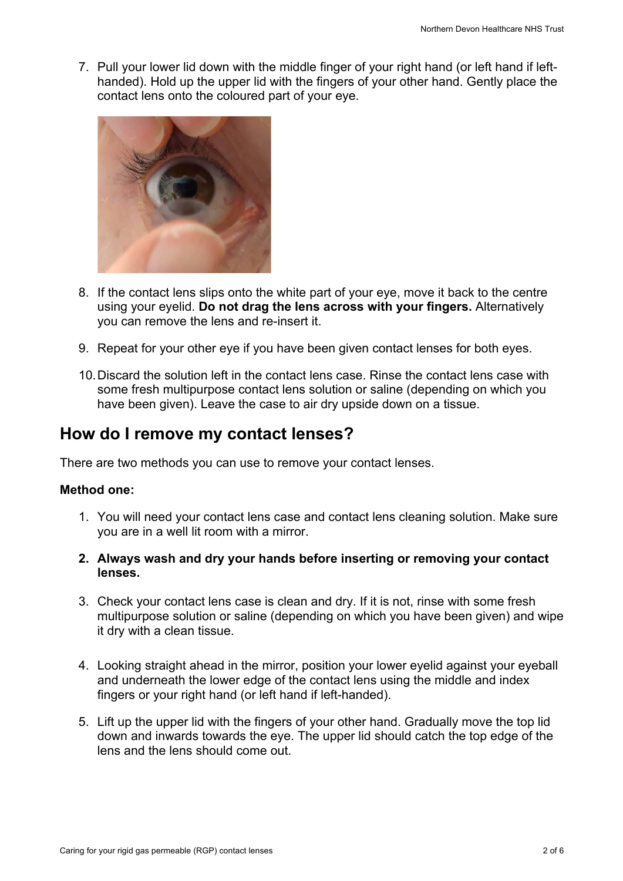7. Pull your lower lid down with the middle finger of your right hand (or left hand if left-handed). Hold up the upper lid with the fingers of your other hand. Gently place the contact lens onto the coloured part of your eye.

8. If the contact lens slips onto the white part of your eye, move it back to the centre using your eyelid. **Do not drag the lens across with your fingers.** Alternatively you can remove the lens and re-insert it.

9. Repeat for your other eye if you have been given contact lenses for both eyes.

10. Discard the solution left in the contact lens case. Rinse the contact lens case with some fresh multipurpose contact lens solution or saline (depending on which you have been given). Leave the case to air dry upside down on a tissue.

## How do I remove my contact lenses?

There are two methods you can use to remove your contact lenses.

**Method one:**

1. You will need your contact lens case and contact lens cleaning solution. Make sure you are in a well lit room with a mirror.

2. **Always wash and dry your hands before inserting or removing your contact lenses.**

3. Check your contact lens case is clean and dry. If it is not, rinse with some fresh multipurpose solution or saline (depending on which you have been given) and wipe it dry with a clean tissue.

4. Looking straight ahead in the mirror, position your lower eyelid against your eyeball and underneath the lower edge of the contact lens using the middle and index fingers or your right hand (or left hand if left-handed).

5. Lift up the upper lid with the fingers of your other hand. Gradually move the top lid down and inwards towards the eye. The upper lid should catch the top edge of the lens and the lens should come out.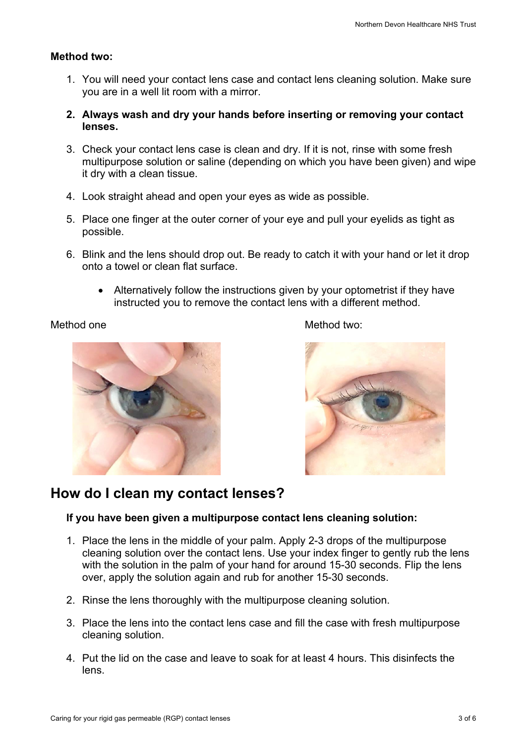**Method two:**

1. You will need your contact lens case and contact lens cleaning solution. Make sure you are in a well lit room with a mirror.
2. **Always wash and dry your hands before inserting or removing your contact lenses.**
3. Check your contact lens case is clean and dry. If it is not, rinse with some fresh multipurpose solution or saline (depending on which you have been given) and wipe it dry with a clean tissue.
4. Look straight ahead and open your eyes as wide as possible.
5. Place one finger at the outer corner of your eye and pull your eyelids as tight as possible.
6. Blink and the lens should drop out. Be ready to catch it with your hand or let it drop onto a towel or clean flat surface.
   - Alternatively follow the instructions given by your optometrist if they have instructed you to remove the contact lens with a different method.

Method one

Method two:

## How do I clean my contact lenses?

**If you have been given a multipurpose contact lens cleaning solution:**

1. Place the lens in the middle of your palm. Apply 2-3 drops of the multipurpose cleaning solution over the contact lens. Use your index finger to gently rub the lens with the solution in the palm of your hand for around 15-30 seconds. Flip the lens over, apply the solution again and rub for another 15-30 seconds.
2. Rinse the lens thoroughly with the multipurpose cleaning solution.
3. Place the lens into the contact lens case and fill the case with fresh multipurpose cleaning solution.
4. Put the lid on the case and leave to soak for at least 4 hours. This disinfects the lens.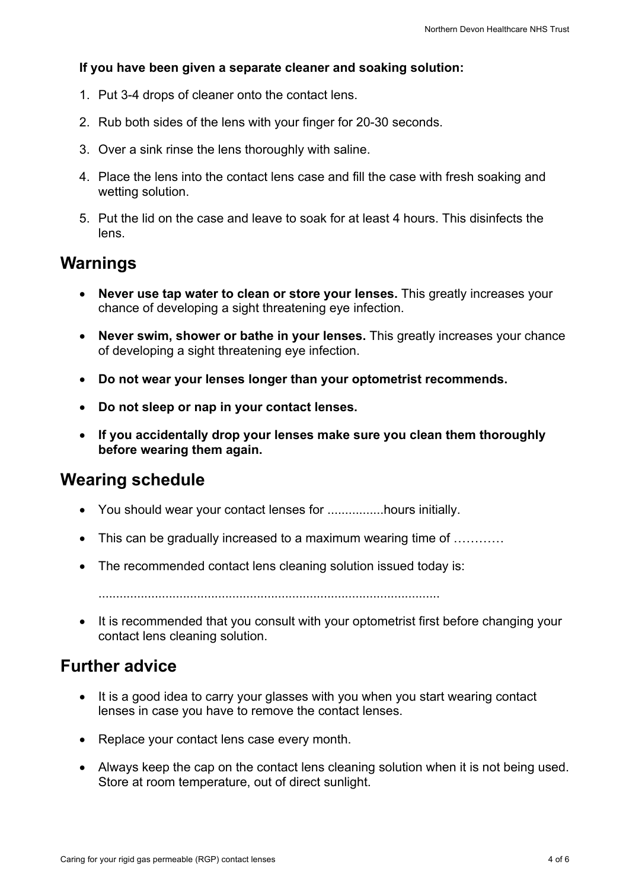**If you have been given a separate cleaner and soaking solution:**

1. Put 3-4 drops of cleaner onto the contact lens.
2. Rub both sides of the lens with your finger for 20-30 seconds.
3. Over a sink rinse the lens thoroughly with saline.
4. Place the lens into the contact lens case and fill the case with fresh soaking and wetting solution.
5. Put the lid on the case and leave to soak for at least 4 hours. This disinfects the lens.

## Warnings

- **Never use tap water to clean or store your lenses.** This greatly increases your chance of developing a sight threatening eye infection.
- **Never swim, shower or bathe in your lenses.** This greatly increases your chance of developing a sight threatening eye infection.
- **Do not wear your lenses longer than your optometrist recommends.**
- **Do not sleep or nap in your contact lenses.**
- **If you accidentally drop your lenses make sure you clean them thoroughly before wearing them again.**

## Wearing schedule

- You should wear your contact lenses for ................hours initially.
- This can be gradually increased to a maximum wearing time of …………
- The recommended contact lens cleaning solution issued today is:

  ................................................................................................
- It is recommended that you consult with your optometrist first before changing your contact lens cleaning solution.

## Further advice

- It is a good idea to carry your glasses with you when you start wearing contact lenses in case you have to remove the contact lenses.
- Replace your contact lens case every month.
- Always keep the cap on the contact lens cleaning solution when it is not being used. Store at room temperature, out of direct sunlight.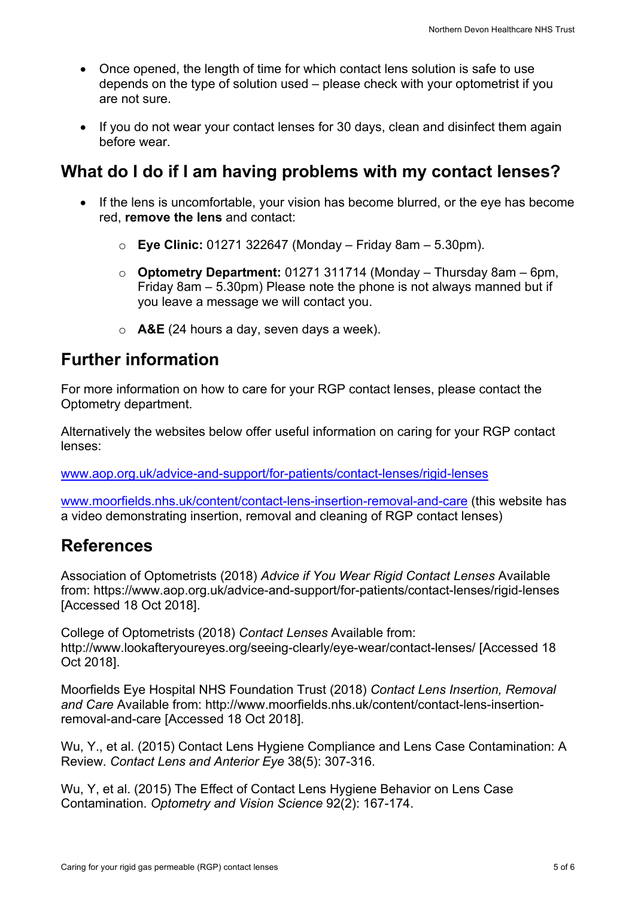- Once opened, the length of time for which contact lens solution is safe to use depends on the type of solution used – please check with your optometrist if you are not sure.
- If you do not wear your contact lenses for 30 days, clean and disinfect them again before wear.

## What do I do if I am having problems with my contact lenses?

- If the lens is uncomfortable, your vision has become blurred, or the eye has become red, **remove the lens** and contact:
  - **Eye Clinic:** 01271 322647 (Monday – Friday 8am – 5.30pm).
  - **Optometry Department:** 01271 311714 (Monday – Thursday 8am – 6pm, Friday 8am – 5.30pm) Please note the phone is not always manned but if you leave a message we will contact you.
  - **A&E** (24 hours a day, seven days a week).

## Further information

For more information on how to care for your RGP contact lenses, please contact the Optometry department.

Alternatively the websites below offer useful information on caring for your RGP contact lenses:

www.aop.org.uk/advice-and-support/for-patients/contact-lenses/rigid-lenses

www.moorfields.nhs.uk/content/contact-lens-insertion-removal-and-care (this website has a video demonstrating insertion, removal and cleaning of RGP contact lenses)

## References

Association of Optometrists (2018) *Advice if You Wear Rigid Contact Lenses* Available from: https://www.aop.org.uk/advice-and-support/for-patients/contact-lenses/rigid-lenses [Accessed 18 Oct 2018].

College of Optometrists (2018) *Contact Lenses* Available from: http://www.lookafteryoureyes.org/seeing-clearly/eye-wear/contact-lenses/ [Accessed 18 Oct 2018].

Moorfields Eye Hospital NHS Foundation Trust (2018) *Contact Lens Insertion, Removal and Care* Available from: http://www.moorfields.nhs.uk/content/contact-lens-insertion-removal-and-care [Accessed 18 Oct 2018].

Wu, Y., et al. (2015) Contact Lens Hygiene Compliance and Lens Case Contamination: A Review. *Contact Lens and Anterior Eye* 38(5): 307-316.

Wu, Y, et al. (2015) The Effect of Contact Lens Hygiene Behavior on Lens Case Contamination. *Optometry and Vision Science* 92(2): 167-174.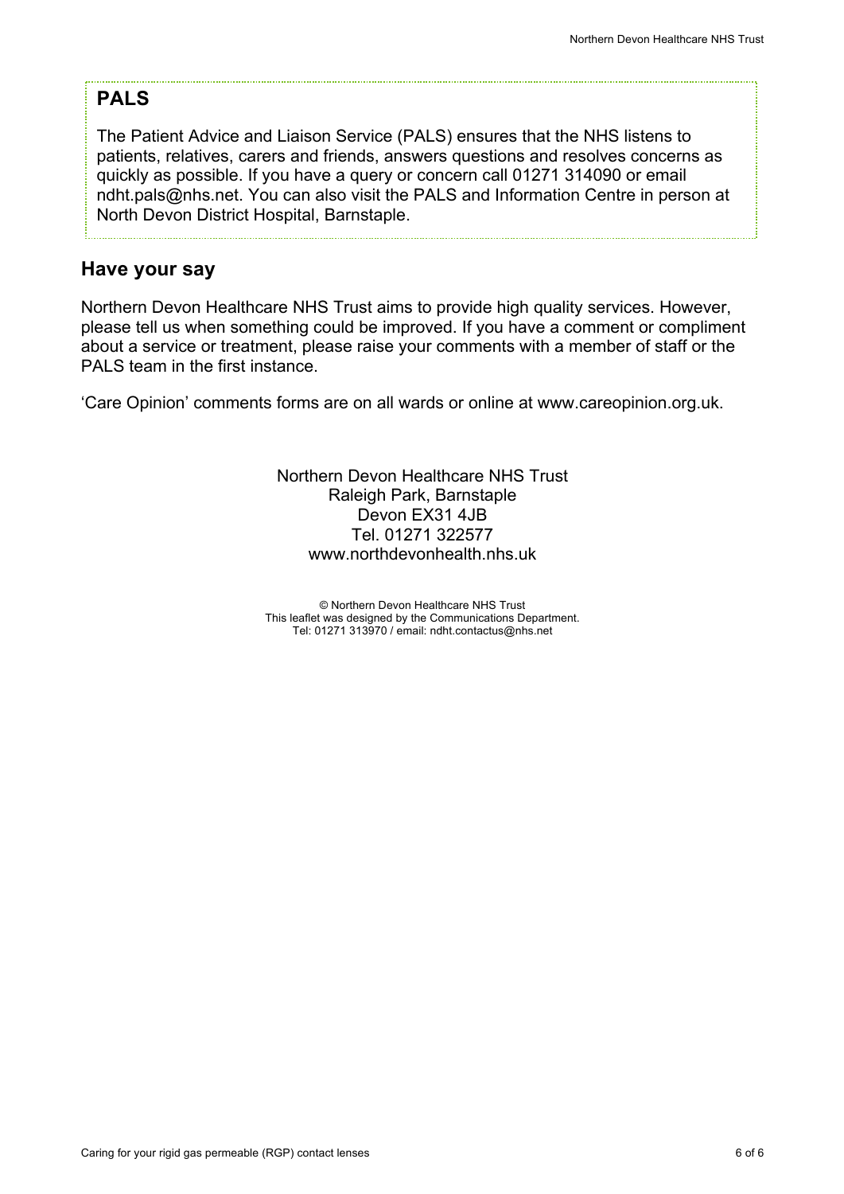## PALS

The Patient Advice and Liaison Service (PALS) ensures that the NHS listens to patients, relatives, carers and friends, answers questions and resolves concerns as quickly as possible. If you have a query or concern call 01271 314090 or email ndht.pals@nhs.net. You can also visit the PALS and Information Centre in person at North Devon District Hospital, Barnstaple.

## Have your say

Northern Devon Healthcare NHS Trust aims to provide high quality services. However, please tell us when something could be improved. If you have a comment or compliment about a service or treatment, please raise your comments with a member of staff or the PALS team in the first instance.

'Care Opinion' comments forms are on all wards or online at www.careopinion.org.uk.

Northern Devon Healthcare NHS Trust
Raleigh Park, Barnstaple
Devon EX31 4JB
Tel. 01271 322577
www.northdevonhealth.nhs.uk

© Northern Devon Healthcare NHS Trust
This leaflet was designed by the Communications Department.
Tel: 01271 313970 / email: ndht.contactus@nhs.net